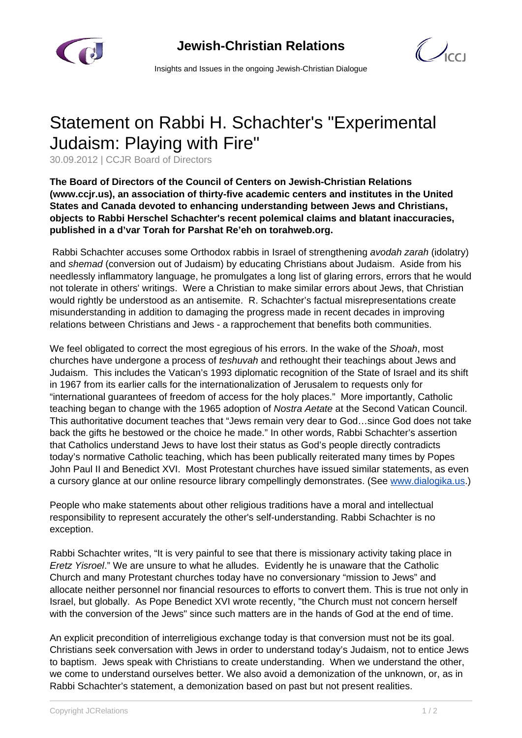# Statement on Rabbi H. Schachter's "Experimental Judaism: Playing with Fire"

30.09.2012 | CCJR Board of Directors

**The Board of Directors of the Council of Centers on Jewish-Christian Relations (www.ccjr.us), an association of thirty-five academic centers and institutes in the United States and Canada devoted to enhancing understanding between Jews and Christians, objects to Rabbi Herschel Schachter's recent polemical claims and blatant inaccuracies, published in a d'var Torah for Parshat Re'eh on torahweb.org.**

Rabbi Schachter accuses some Orthodox rabbis in Israel of strengthening *avodah zarah* (idolatry) and *shemad* (conversion out of Judaism) by educating Christians about Judaism. Aside from his needlessly inflammatory language, he promulgates a long list of glaring errors, errors that he would not tolerate in others' writings. Were a Christian to make similar errors about Jews, that Christian would rightly be understood as an antisemite. R. Schachter's factual misrepresentations create misunderstanding in addition to damaging the progress made in recent decades in improving relations between Christians and Jews - a rapprochement that benefits both communities.

We feel obligated to correct the most egregious of his errors. In the wake of the *Shoah*, most churches have undergone a process of *teshuvah* and rethought their teachings about Jews and Judaism. This includes the Vatican's 1993 diplomatic recognition of the State of Israel and its shift in 1967 from its earlier calls for the internationalization of Jerusalem to requests only for "international guarantees of freedom of access for the holy places." More importantly, Catholic teaching began to change with the 1965 adoption of *Nostra Aetate* at the Second Vatican Council. This authoritative document teaches that "Jews remain very dear to God…since God does not take back the gifts he bestowed or the choice he made." In other words, Rabbi Schachter's assertion that Catholics understand Jews to have lost their status as God's people directly contradicts today's normative Catholic teaching, which has been publically reiterated many times by Popes John Paul II and Benedict XVI. Most Protestant churches have issued similar statements, as even a cursory glance at our online resource library compellingly demonstrates. (See [www.dialogika.us](http://www.dialogika.us).)

People who make statements about other religious traditions have a moral and intellectual responsibility to represent accurately the other's self-understanding. Rabbi Schachter is no exception.

Rabbi Schachter writes, "It is very painful to see that there is missionary activity taking place in *Eretz Yisroel*." We are unsure to what he alludes. Evidently he is unaware that the Catholic Church and many Protestant churches today have no conversionary "mission to Jews" and allocate neither personnel nor financial resources to efforts to convert them. This is true not only in Israel, but globally. As Pope Benedict XVI wrote recently, "the Church must not concern herself with the conversion of the Jews" since such matters are in the hands of God at the end of time.

An explicit precondition of interreligious exchange today is that conversion must not be its goal. Christians seek conversation with Jews in order to understand today's Judaism, not to entice Jews to baptism. Jews speak with Christians to create understanding. When we understand the other, we come to understand ourselves better. We also avoid a demonization of the unknown, or, as in Rabbi Schachter's statement, a demonization based on past but not present realities.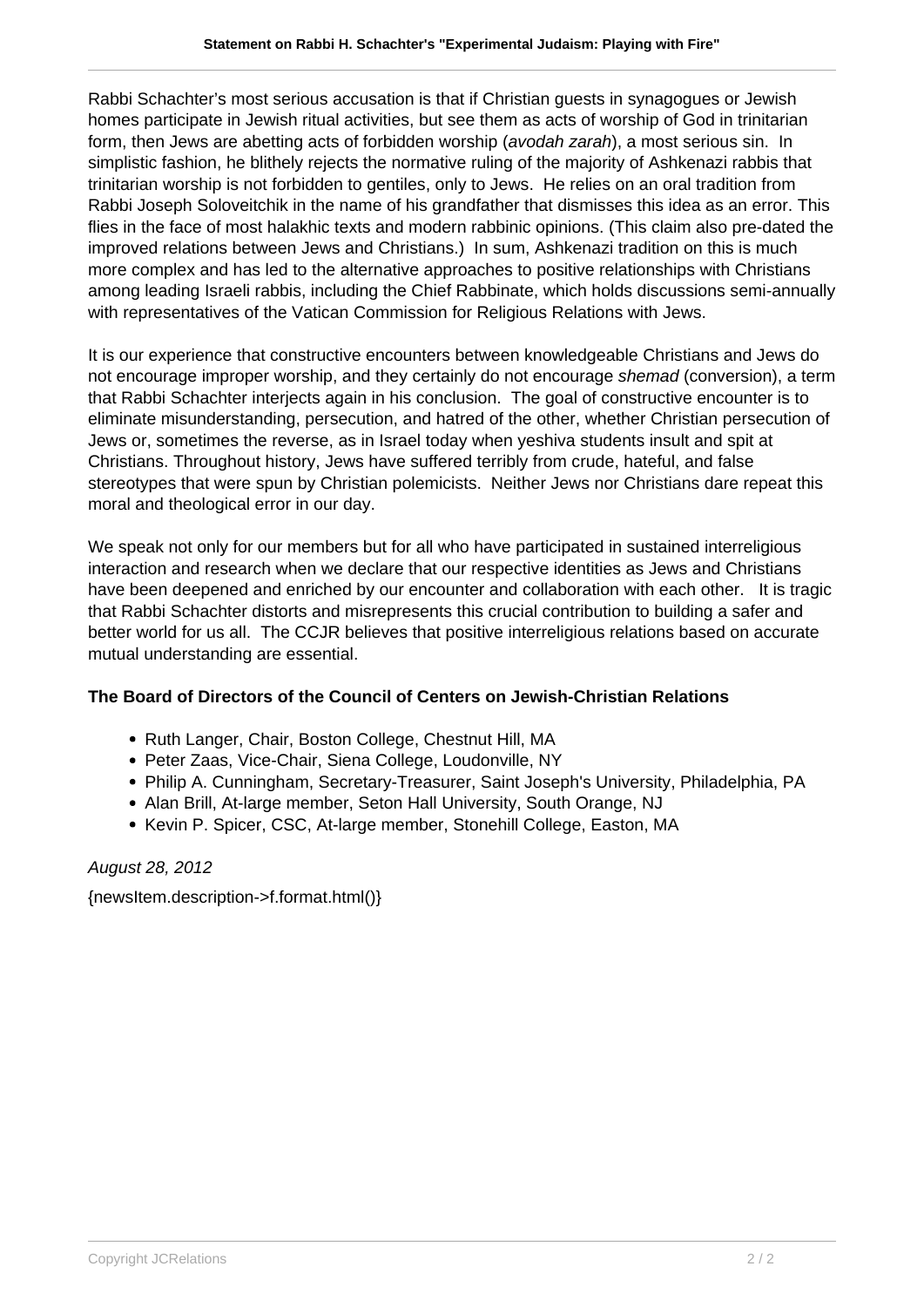Rabbi Schachter's most serious accusation is that if Christian guests in synagogues or Jewish homes participate in Jewish ritual activities, but see them as acts of worship of God in trinitarian form, then Jews are abetting acts of forbidden worship (*avodah zarah*), a most serious sin. In simplistic fashion, he blithely rejects the normative ruling of the majority of Ashkenazi rabbis that trinitarian worship is not forbidden to gentiles, only to Jews. He relies on an oral tradition from Rabbi Joseph Soloveitchik in the name of his grandfather that dismisses this idea as an error. This flies in the face of most halakhic texts and modern rabbinic opinions. (This claim also pre-dated the improved relations between Jews and Christians.) In sum, Ashkenazi tradition on this is much more complex and has led to the alternative approaches to positive relationships with Christians among leading Israeli rabbis, including the Chief Rabbinate, which holds discussions semi-annually with representatives of the Vatican Commission for Religious Relations with Jews.

It is our experience that constructive encounters between knowledgeable Christians and Jews do not encourage improper worship, and they certainly do not encourage *shemad* (conversion), a term that Rabbi Schachter interjects again in his conclusion. The goal of constructive encounter is to eliminate misunderstanding, persecution, and hatred of the other, whether Christian persecution of Jews or, sometimes the reverse, as in Israel today when yeshiva students insult and spit at Christians. Throughout history, Jews have suffered terribly from crude, hateful, and false stereotypes that were spun by Christian polemicists. Neither Jews nor Christians dare repeat this moral and theological error in our day.

We speak not only for our members but for all who have participated in sustained interreligious interaction and research when we declare that our respective identities as Jews and Christians have been deepened and enriched by our encounter and collaboration with each other. It is tragic that Rabbi Schachter distorts and misrepresents this crucial contribution to building a safer and better world for us all. The CCJR believes that positive interreligious relations based on accurate mutual understanding are essential.

**The Board of Directors of the Council of Centers on Jewish-Christian Relations**

- Ruth Langer, Chair, Boston College, Chestnut Hill, MA
- Peter Zaas, Vice-Chair, Siena College, Loudonville, NY
- Philip A. Cunningham, Secretary-Treasurer, Saint Joseph's University, Philadelphia, PA
- Alan Brill, At-large member, Seton Hall University, South Orange, NJ
- Kevin P. Spicer, CSC, At-large member, Stonehill College, Easton, MA

*August 28, 2012*

{newsItem.description->f.format.html()}